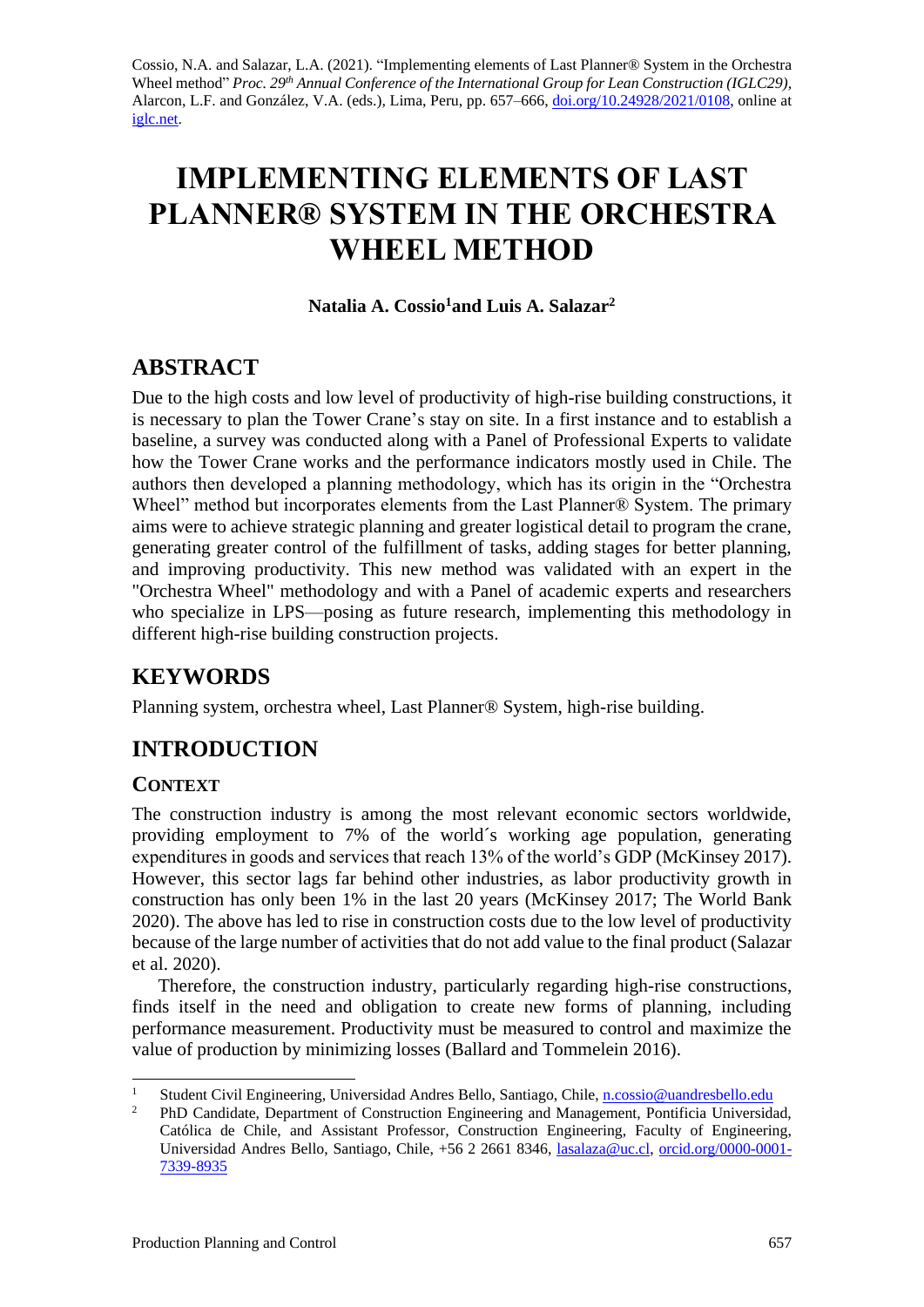Cossio, N.A. and Salazar, L.A. (2021). "Implementing elements of Last Planner® System in the Orchestra Wheel method" *Proc. 29th Annual Conference of the International Group for Lean Construction (IGLC29)*, Alarcon, L.F. and González, V.A. (eds.), Lima, Peru, pp. 657–666, doi.org/10.24928/2021/0108, online at iglc.net.

# IMPLEMENTING ELEMENTS OF LAST PLANNER® SYSTEM IN THE ORCHESTRA WHEEL METHOD

**Natalia A. Cossio[1] and Luis A. Salazar[2]**

## ABSTRACT

Due to the high costs and low level of productivity of high-rise building constructions, it is necessary to plan the Tower Crane's stay on site. In a first instance and to establish a baseline, a survey was conducted along with a Panel of Professional Experts to validate how the Tower Crane works and the performance indicators mostly used in Chile. The authors then developed a planning methodology, which has its origin in the "Orchestra Wheel" method but incorporates elements from the Last Planner® System. The primary aims were to achieve strategic planning and greater logistical detail to program the crane, generating greater control of the fulfillment of tasks, adding stages for better planning, and improving productivity. This new method was validated with an expert in the "Orchestra Wheel" methodology and with a Panel of academic experts and researchers who specialize in LPS—posing as future research, implementing this methodology in different high-rise building construction projects.

## KEYWORDS

Planning system, orchestra wheel, Last Planner® System, high-rise building.

## INTRODUCTION

### CONTEXT

The construction industry is among the most relevant economic sectors worldwide, providing employment to 7% of the world´s working age population, generating expenditures in goods and services that reach 13% of the world's GDP (McKinsey 2017). However, this sector lags far behind other industries, as labor productivity growth in construction has only been 1% in the last 20 years (McKinsey 2017; The World Bank 2020). The above has led to rise in construction costs due to the low level of productivity because of the large number of activities that do not add value to the final product (Salazar et al. 2020).

Therefore, the construction industry, particularly regarding high-rise constructions, finds itself in the need and obligation to create new forms of planning, including performance measurement. Productivity must be measured to control and maximize the value of production by minimizing losses (Ballard and Tommelein 2016).

---

[1] Student Civil Engineering, Universidad Andres Bello, Santiago, Chile, n.cossio@uandresbello.edu

[2] PhD Candidate, Department of Construction Engineering and Management, Pontificia Universidad, Católica de Chile, and Assistant Professor, Construction Engineering, Faculty of Engineering, Universidad Andres Bello, Santiago, Chile, +56 2 2661 8346, lasalaza@uc.cl, orcid.org/0000-0001-7339-8935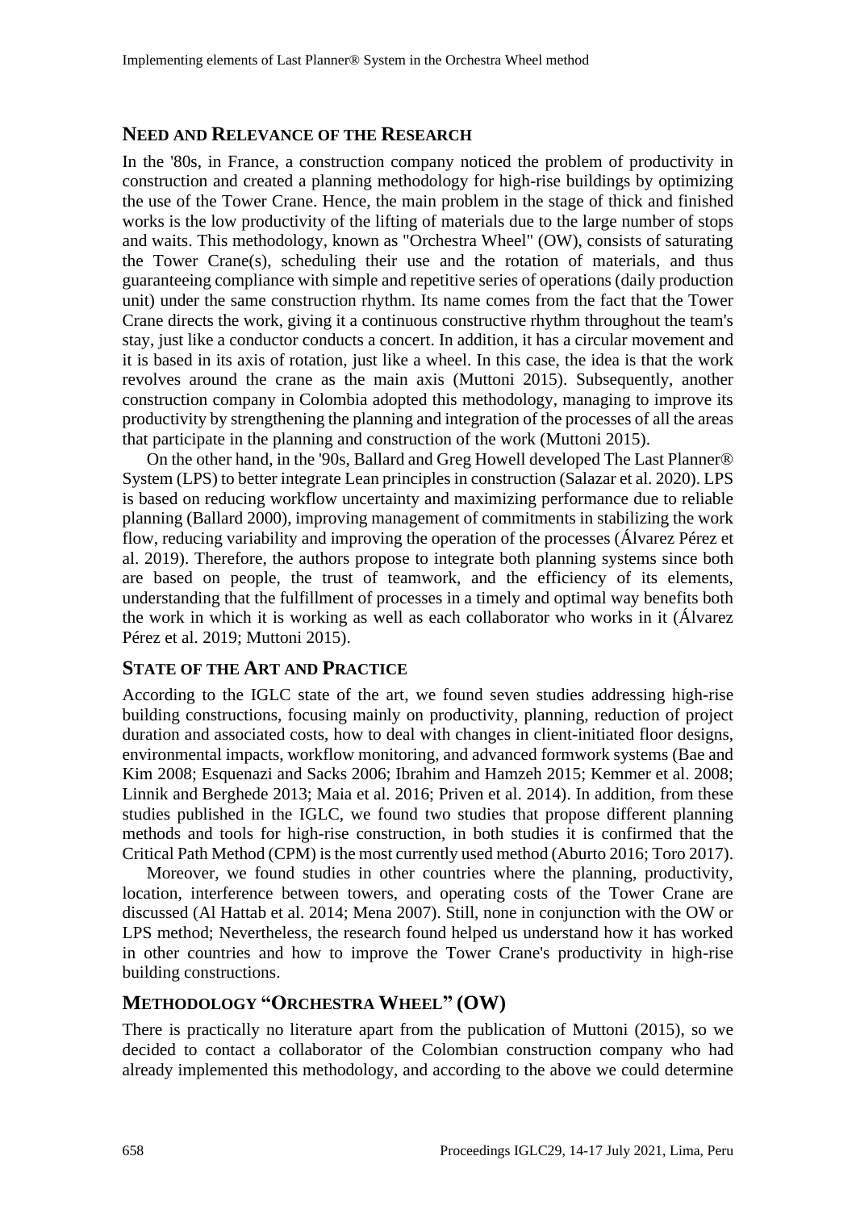## NEED AND RELEVANCE OF THE RESEARCH

In the '80s, in France, a construction company noticed the problem of productivity in construction and created a planning methodology for high-rise buildings by optimizing the use of the Tower Crane. Hence, the main problem in the stage of thick and finished works is the low productivity of the lifting of materials due to the large number of stops and waits. This methodology, known as "Orchestra Wheel" (OW), consists of saturating the Tower Crane(s), scheduling their use and the rotation of materials, and thus guaranteeing compliance with simple and repetitive series of operations (daily production unit) under the same construction rhythm. Its name comes from the fact that the Tower Crane directs the work, giving it a continuous constructive rhythm throughout the team's stay, just like a conductor conducts a concert. In addition, it has a circular movement and it is based in its axis of rotation, just like a wheel. In this case, the idea is that the work revolves around the crane as the main axis (Muttoni 2015). Subsequently, another construction company in Colombia adopted this methodology, managing to improve its productivity by strengthening the planning and integration of the processes of all the areas that participate in the planning and construction of the work (Muttoni 2015).

On the other hand, in the '90s, Ballard and Greg Howell developed The Last Planner® System (LPS) to better integrate Lean principles in construction (Salazar et al. 2020). LPS is based on reducing workflow uncertainty and maximizing performance due to reliable planning (Ballard 2000), improving management of commitments in stabilizing the work flow, reducing variability and improving the operation of the processes (Álvarez Pérez et al. 2019). Therefore, the authors propose to integrate both planning systems since both are based on people, the trust of teamwork, and the efficiency of its elements, understanding that the fulfillment of processes in a timely and optimal way benefits both the work in which it is working as well as each collaborator who works in it (Álvarez Pérez et al. 2019; Muttoni 2015).

## STATE OF THE ART AND PRACTICE

According to the IGLC state of the art, we found seven studies addressing high-rise building constructions, focusing mainly on productivity, planning, reduction of project duration and associated costs, how to deal with changes in client-initiated floor designs, environmental impacts, workflow monitoring, and advanced formwork systems (Bae and Kim 2008; Esquenazi and Sacks 2006; Ibrahim and Hamzeh 2015; Kemmer et al. 2008; Linnik and Berghede 2013; Maia et al. 2016; Priven et al. 2014). In addition, from these studies published in the IGLC, we found two studies that propose different planning methods and tools for high-rise construction, in both studies it is confirmed that the Critical Path Method (CPM) is the most currently used method (Aburto 2016; Toro 2017).

Moreover, we found studies in other countries where the planning, productivity, location, interference between towers, and operating costs of the Tower Crane are discussed (Al Hattab et al. 2014; Mena 2007). Still, none in conjunction with the OW or LPS method; Nevertheless, the research found helped us understand how it has worked in other countries and how to improve the Tower Crane's productivity in high-rise building constructions.

## METHODOLOGY "ORCHESTRA WHEEL" (OW)

There is practically no literature apart from the publication of Muttoni (2015), so we decided to contact a collaborator of the Colombian construction company who had already implemented this methodology, and according to the above we could determine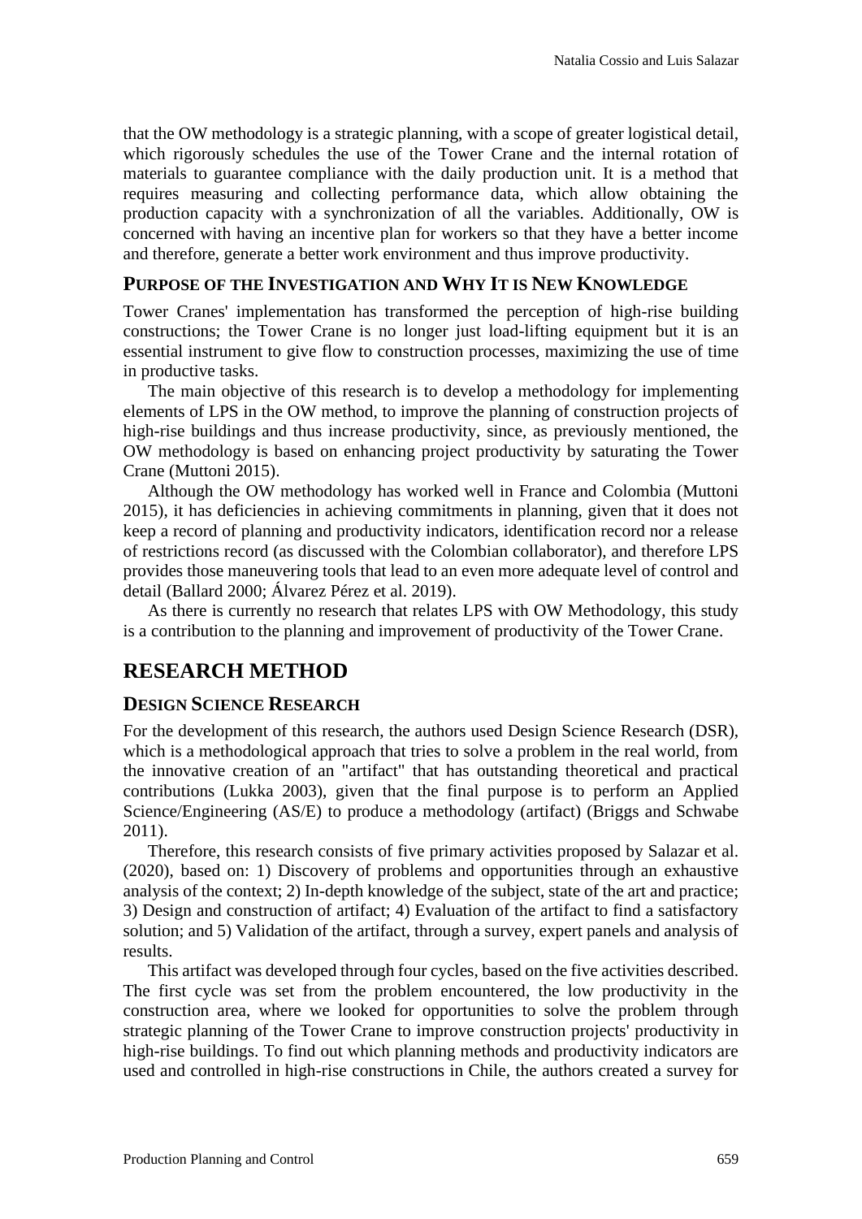that the OW methodology is a strategic planning, with a scope of greater logistical detail, which rigorously schedules the use of the Tower Crane and the internal rotation of materials to guarantee compliance with the daily production unit. It is a method that requires measuring and collecting performance data, which allow obtaining the production capacity with a synchronization of all the variables. Additionally, OW is concerned with having an incentive plan for workers so that they have a better income and therefore, generate a better work environment and thus improve productivity.

### PURPOSE OF THE INVESTIGATION AND WHY IT IS NEW KNOWLEDGE

Tower Cranes' implementation has transformed the perception of high-rise building constructions; the Tower Crane is no longer just load-lifting equipment but it is an essential instrument to give flow to construction processes, maximizing the use of time in productive tasks.

The main objective of this research is to develop a methodology for implementing elements of LPS in the OW method, to improve the planning of construction projects of high-rise buildings and thus increase productivity, since, as previously mentioned, the OW methodology is based on enhancing project productivity by saturating the Tower Crane (Muttoni 2015).

Although the OW methodology has worked well in France and Colombia (Muttoni 2015), it has deficiencies in achieving commitments in planning, given that it does not keep a record of planning and productivity indicators, identification record nor a release of restrictions record (as discussed with the Colombian collaborator), and therefore LPS provides those maneuvering tools that lead to an even more adequate level of control and detail (Ballard 2000; Álvarez Pérez et al. 2019).

As there is currently no research that relates LPS with OW Methodology, this study is a contribution to the planning and improvement of productivity of the Tower Crane.

## RESEARCH METHOD

### DESIGN SCIENCE RESEARCH

For the development of this research, the authors used Design Science Research (DSR), which is a methodological approach that tries to solve a problem in the real world, from the innovative creation of an "artifact" that has outstanding theoretical and practical contributions (Lukka 2003), given that the final purpose is to perform an Applied Science/Engineering (AS/E) to produce a methodology (artifact) (Briggs and Schwabe 2011).

Therefore, this research consists of five primary activities proposed by Salazar et al. (2020), based on: 1) Discovery of problems and opportunities through an exhaustive analysis of the context; 2) In-depth knowledge of the subject, state of the art and practice; 3) Design and construction of artifact; 4) Evaluation of the artifact to find a satisfactory solution; and 5) Validation of the artifact, through a survey, expert panels and analysis of results.

This artifact was developed through four cycles, based on the five activities described. The first cycle was set from the problem encountered, the low productivity in the construction area, where we looked for opportunities to solve the problem through strategic planning of the Tower Crane to improve construction projects' productivity in high-rise buildings. To find out which planning methods and productivity indicators are used and controlled in high-rise constructions in Chile, the authors created a survey for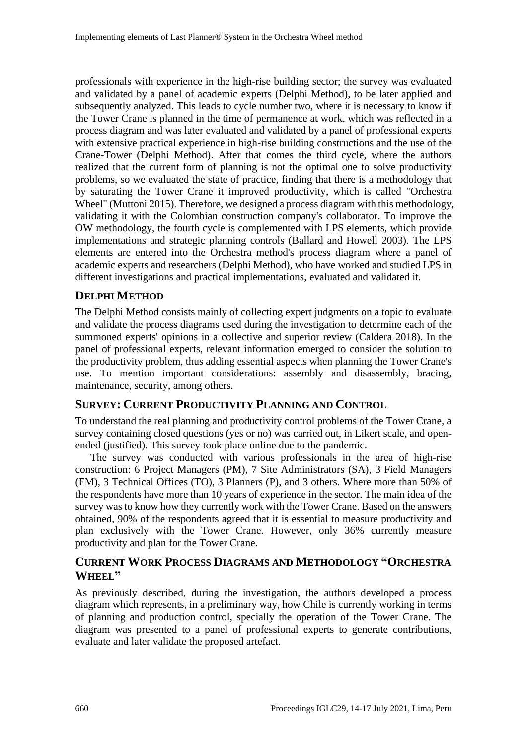professionals with experience in the high-rise building sector; the survey was evaluated and validated by a panel of academic experts (Delphi Method), to be later applied and subsequently analyzed. This leads to cycle number two, where it is necessary to know if the Tower Crane is planned in the time of permanence at work, which was reflected in a process diagram and was later evaluated and validated by a panel of professional experts with extensive practical experience in high-rise building constructions and the use of the Crane-Tower (Delphi Method). After that comes the third cycle, where the authors realized that the current form of planning is not the optimal one to solve productivity problems, so we evaluated the state of practice, finding that there is a methodology that by saturating the Tower Crane it improved productivity, which is called "Orchestra Wheel" (Muttoni 2015). Therefore, we designed a process diagram with this methodology, validating it with the Colombian construction company's collaborator. To improve the OW methodology, the fourth cycle is complemented with LPS elements, which provide implementations and strategic planning controls (Ballard and Howell 2003). The LPS elements are entered into the Orchestra method's process diagram where a panel of academic experts and researchers (Delphi Method), who have worked and studied LPS in different investigations and practical implementations, evaluated and validated it.

## DELPHI METHOD

The Delphi Method consists mainly of collecting expert judgments on a topic to evaluate and validate the process diagrams used during the investigation to determine each of the summoned experts' opinions in a collective and superior review (Caldera 2018). In the panel of professional experts, relevant information emerged to consider the solution to the productivity problem, thus adding essential aspects when planning the Tower Crane's use. To mention important considerations: assembly and disassembly, bracing, maintenance, security, among others.

## SURVEY: CURRENT PRODUCTIVITY PLANNING AND CONTROL

To understand the real planning and productivity control problems of the Tower Crane, a survey containing closed questions (yes or no) was carried out, in Likert scale, and open-ended (justified). This survey took place online due to the pandemic.

The survey was conducted with various professionals in the area of high-rise construction: 6 Project Managers (PM), 7 Site Administrators (SA), 3 Field Managers (FM), 3 Technical Offices (TO), 3 Planners (P), and 3 others. Where more than 50% of the respondents have more than 10 years of experience in the sector. The main idea of the survey was to know how they currently work with the Tower Crane. Based on the answers obtained, 90% of the respondents agreed that it is essential to measure productivity and plan exclusively with the Tower Crane. However, only 36% currently measure productivity and plan for the Tower Crane.

## CURRENT WORK PROCESS DIAGRAMS AND METHODOLOGY "ORCHESTRA WHEEL"

As previously described, during the investigation, the authors developed a process diagram which represents, in a preliminary way, how Chile is currently working in terms of planning and production control, specially the operation of the Tower Crane. The diagram was presented to a panel of professional experts to generate contributions, evaluate and later validate the proposed artefact.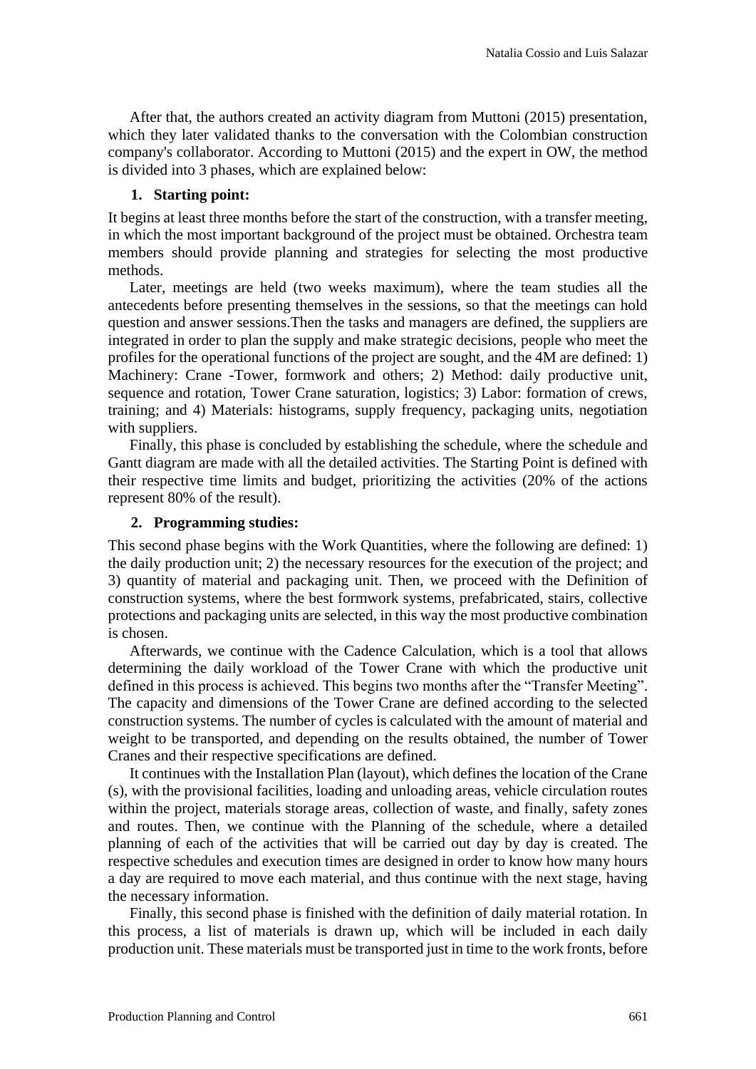After that, the authors created an activity diagram from Muttoni (2015) presentation, which they later validated thanks to the conversation with the Colombian construction company's collaborator. According to Muttoni (2015) and the expert in OW, the method is divided into 3 phases, which are explained below:

1. **Starting point:**

It begins at least three months before the start of the construction, with a transfer meeting, in which the most important background of the project must be obtained. Orchestra team members should provide planning and strategies for selecting the most productive methods.

Later, meetings are held (two weeks maximum), where the team studies all the antecedents before presenting themselves in the sessions, so that the meetings can hold question and answer sessions.Then the tasks and managers are defined, the suppliers are integrated in order to plan the supply and make strategic decisions, people who meet the profiles for the operational functions of the project are sought, and the 4M are defined: 1) Machinery: Crane -Tower, formwork and others; 2) Method: daily productive unit, sequence and rotation, Tower Crane saturation, logistics; 3) Labor: formation of crews, training; and 4) Materials: histograms, supply frequency, packaging units, negotiation with suppliers.

Finally, this phase is concluded by establishing the schedule, where the schedule and Gantt diagram are made with all the detailed activities. The Starting Point is defined with their respective time limits and budget, prioritizing the activities (20% of the actions represent 80% of the result).

2. **Programming studies:**

This second phase begins with the Work Quantities, where the following are defined: 1) the daily production unit; 2) the necessary resources for the execution of the project; and 3) quantity of material and packaging unit. Then, we proceed with the Definition of construction systems, where the best formwork systems, prefabricated, stairs, collective protections and packaging units are selected, in this way the most productive combination is chosen.

Afterwards, we continue with the Cadence Calculation, which is a tool that allows determining the daily workload of the Tower Crane with which the productive unit defined in this process is achieved. This begins two months after the "Transfer Meeting". The capacity and dimensions of the Tower Crane are defined according to the selected construction systems. The number of cycles is calculated with the amount of material and weight to be transported, and depending on the results obtained, the number of Tower Cranes and their respective specifications are defined.

It continues with the Installation Plan (layout), which defines the location of the Crane (s), with the provisional facilities, loading and unloading areas, vehicle circulation routes within the project, materials storage areas, collection of waste, and finally, safety zones and routes. Then, we continue with the Planning of the schedule, where a detailed planning of each of the activities that will be carried out day by day is created. The respective schedules and execution times are designed in order to know how many hours a day are required to move each material, and thus continue with the next stage, having the necessary information.

Finally, this second phase is finished with the definition of daily material rotation. In this process, a list of materials is drawn up, which will be included in each daily production unit. These materials must be transported just in time to the work fronts, before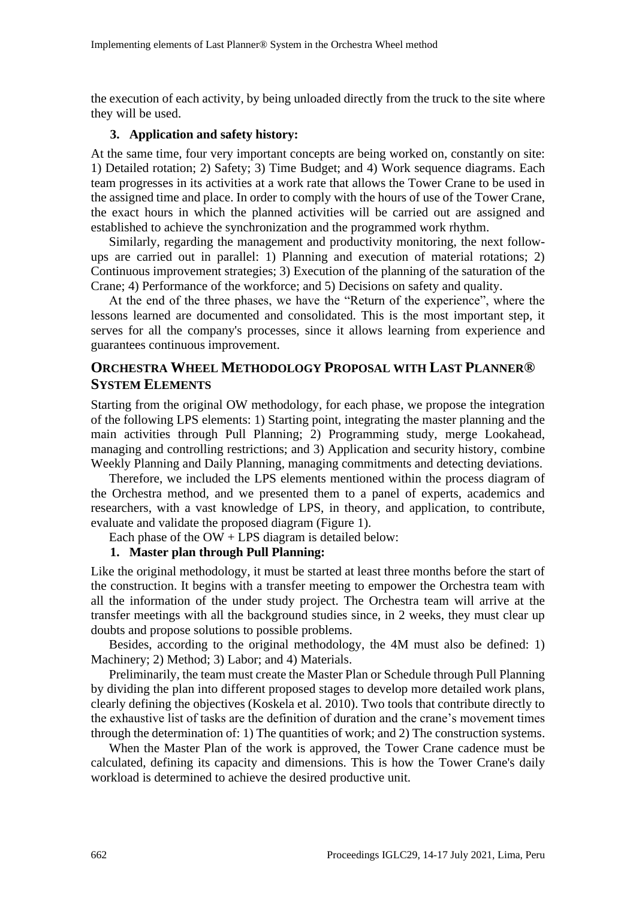the execution of each activity, by being unloaded directly from the truck to the site where they will be used.

**3. Application and safety history:**

At the same time, four very important concepts are being worked on, constantly on site: 1) Detailed rotation; 2) Safety; 3) Time Budget; and 4) Work sequence diagrams. Each team progresses in its activities at a work rate that allows the Tower Crane to be used in the assigned time and place. In order to comply with the hours of use of the Tower Crane, the exact hours in which the planned activities will be carried out are assigned and established to achieve the synchronization and the programmed work rhythm.

Similarly, regarding the management and productivity monitoring, the next follow-ups are carried out in parallel: 1) Planning and execution of material rotations; 2) Continuous improvement strategies; 3) Execution of the planning of the saturation of the Crane; 4) Performance of the workforce; and 5) Decisions on safety and quality.

At the end of the three phases, we have the "Return of the experience", where the lessons learned are documented and consolidated. This is the most important step, it serves for all the company's processes, since it allows learning from experience and guarantees continuous improvement.

## ORCHESTRA WHEEL METHODOLOGY PROPOSAL WITH LAST PLANNER® SYSTEM ELEMENTS

Starting from the original OW methodology, for each phase, we propose the integration of the following LPS elements: 1) Starting point, integrating the master planning and the main activities through Pull Planning; 2) Programming study, merge Lookahead, managing and controlling restrictions; and 3) Application and security history, combine Weekly Planning and Daily Planning, managing commitments and detecting deviations.

Therefore, we included the LPS elements mentioned within the process diagram of the Orchestra method, and we presented them to a panel of experts, academics and researchers, with a vast knowledge of LPS, in theory, and application, to contribute, evaluate and validate the proposed diagram (Figure 1).

Each phase of the OW + LPS diagram is detailed below:

**1. Master plan through Pull Planning:**

Like the original methodology, it must be started at least three months before the start of the construction. It begins with a transfer meeting to empower the Orchestra team with all the information of the under study project. The Orchestra team will arrive at the transfer meetings with all the background studies since, in 2 weeks, they must clear up doubts and propose solutions to possible problems.

Besides, according to the original methodology, the 4M must also be defined: 1) Machinery; 2) Method; 3) Labor; and 4) Materials.

Preliminarily, the team must create the Master Plan or Schedule through Pull Planning by dividing the plan into different proposed stages to develop more detailed work plans, clearly defining the objectives (Koskela et al. 2010). Two tools that contribute directly to the exhaustive list of tasks are the definition of duration and the crane's movement times through the determination of: 1) The quantities of work; and 2) The construction systems.

When the Master Plan of the work is approved, the Tower Crane cadence must be calculated, defining its capacity and dimensions. This is how the Tower Crane's daily workload is determined to achieve the desired productive unit.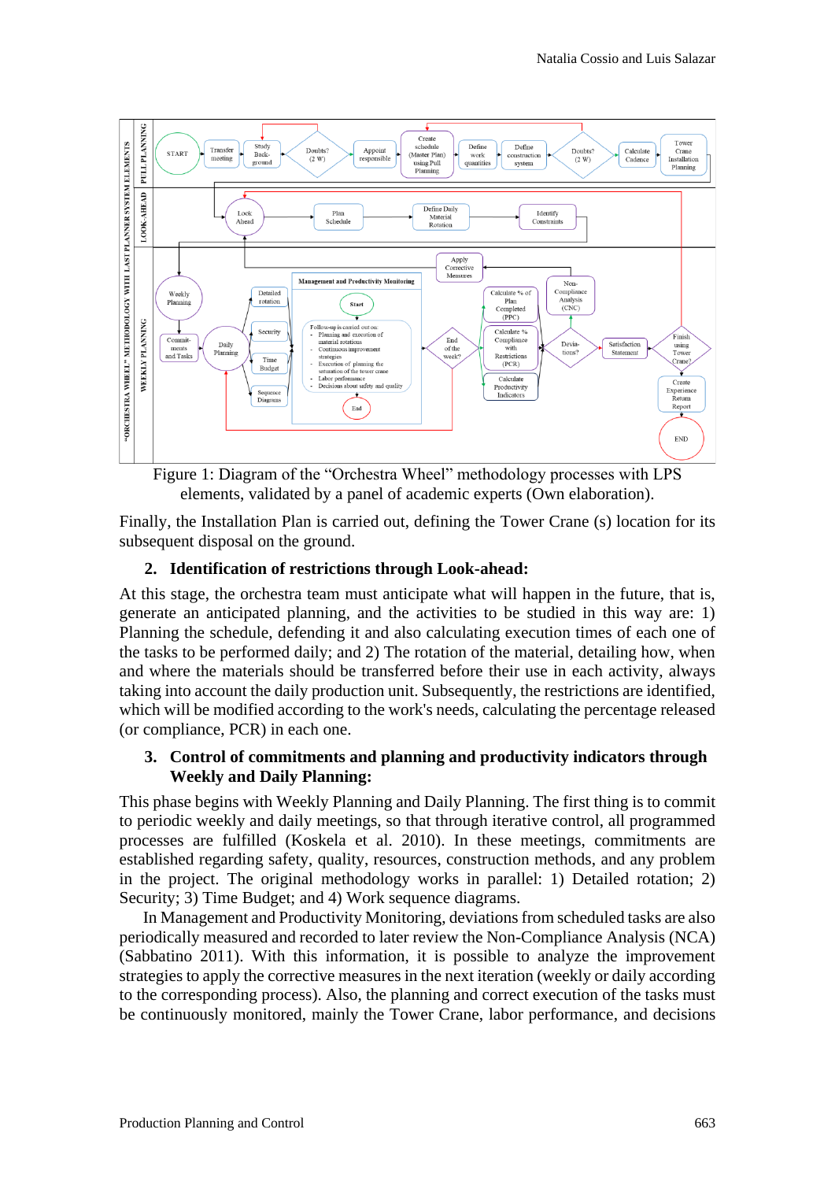Figure 1: Diagram of the "Orchestra Wheel" methodology processes with LPS elements, validated by a panel of academic experts (Own elaboration).

Finally, the Installation Plan is carried out, defining the Tower Crane (s) location for its subsequent disposal on the ground.

## 2. Identification of restrictions through Look-ahead:

At this stage, the orchestra team must anticipate what will happen in the future, that is, generate an anticipated planning, and the activities to be studied in this way are: 1) Planning the schedule, defending it and also calculating execution times of each one of the tasks to be performed daily; and 2) The rotation of the material, detailing how, when and where the materials should be transferred before their use in each activity, always taking into account the daily production unit. Subsequently, the restrictions are identified, which will be modified according to the work's needs, calculating the percentage released (or compliance, PCR) in each one.

## 3. Control of commitments and planning and productivity indicators through Weekly and Daily Planning:

This phase begins with Weekly Planning and Daily Planning. The first thing is to commit to periodic weekly and daily meetings, so that through iterative control, all programmed processes are fulfilled (Koskela et al. 2010). In these meetings, commitments are established regarding safety, quality, resources, construction methods, and any problem in the project. The original methodology works in parallel: 1) Detailed rotation; 2) Security; 3) Time Budget; and 4) Work sequence diagrams.

In Management and Productivity Monitoring, deviations from scheduled tasks are also periodically measured and recorded to later review the Non-Compliance Analysis (NCA) (Sabbatino 2011). With this information, it is possible to analyze the improvement strategies to apply the corrective measures in the next iteration (weekly or daily according to the corresponding process). Also, the planning and correct execution of the tasks must be continuously monitored, mainly the Tower Crane, labor performance, and decisions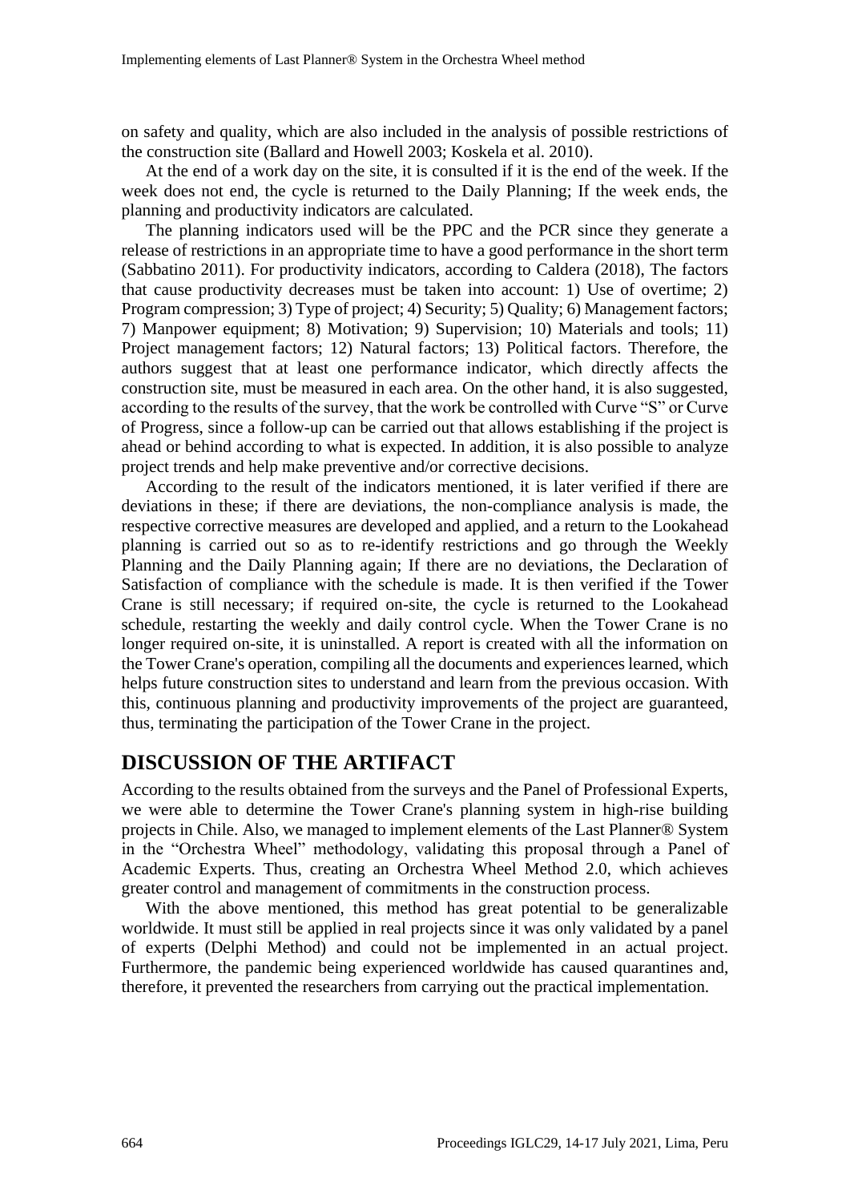on safety and quality, which are also included in the analysis of possible restrictions of the construction site (Ballard and Howell 2003; Koskela et al. 2010).

At the end of a work day on the site, it is consulted if it is the end of the week. If the week does not end, the cycle is returned to the Daily Planning; If the week ends, the planning and productivity indicators are calculated.

The planning indicators used will be the PPC and the PCR since they generate a release of restrictions in an appropriate time to have a good performance in the short term (Sabbatino 2011). For productivity indicators, according to Caldera (2018), The factors that cause productivity decreases must be taken into account: 1) Use of overtime; 2) Program compression; 3) Type of project; 4) Security; 5) Quality; 6) Management factors; 7) Manpower equipment; 8) Motivation; 9) Supervision; 10) Materials and tools; 11) Project management factors; 12) Natural factors; 13) Political factors. Therefore, the authors suggest that at least one performance indicator, which directly affects the construction site, must be measured in each area. On the other hand, it is also suggested, according to the results of the survey, that the work be controlled with Curve "S" or Curve of Progress, since a follow-up can be carried out that allows establishing if the project is ahead or behind according to what is expected. In addition, it is also possible to analyze project trends and help make preventive and/or corrective decisions.

According to the result of the indicators mentioned, it is later verified if there are deviations in these; if there are deviations, the non-compliance analysis is made, the respective corrective measures are developed and applied, and a return to the Lookahead planning is carried out so as to re-identify restrictions and go through the Weekly Planning and the Daily Planning again; If there are no deviations, the Declaration of Satisfaction of compliance with the schedule is made. It is then verified if the Tower Crane is still necessary; if required on-site, the cycle is returned to the Lookahead schedule, restarting the weekly and daily control cycle. When the Tower Crane is no longer required on-site, it is uninstalled. A report is created with all the information on the Tower Crane's operation, compiling all the documents and experiences learned, which helps future construction sites to understand and learn from the previous occasion. With this, continuous planning and productivity improvements of the project are guaranteed, thus, terminating the participation of the Tower Crane in the project.

## DISCUSSION OF THE ARTIFACT

According to the results obtained from the surveys and the Panel of Professional Experts, we were able to determine the Tower Crane's planning system in high-rise building projects in Chile. Also, we managed to implement elements of the Last Planner® System in the "Orchestra Wheel" methodology, validating this proposal through a Panel of Academic Experts. Thus, creating an Orchestra Wheel Method 2.0, which achieves greater control and management of commitments in the construction process.

With the above mentioned, this method has great potential to be generalizable worldwide. It must still be applied in real projects since it was only validated by a panel of experts (Delphi Method) and could not be implemented in an actual project. Furthermore, the pandemic being experienced worldwide has caused quarantines and, therefore, it prevented the researchers from carrying out the practical implementation.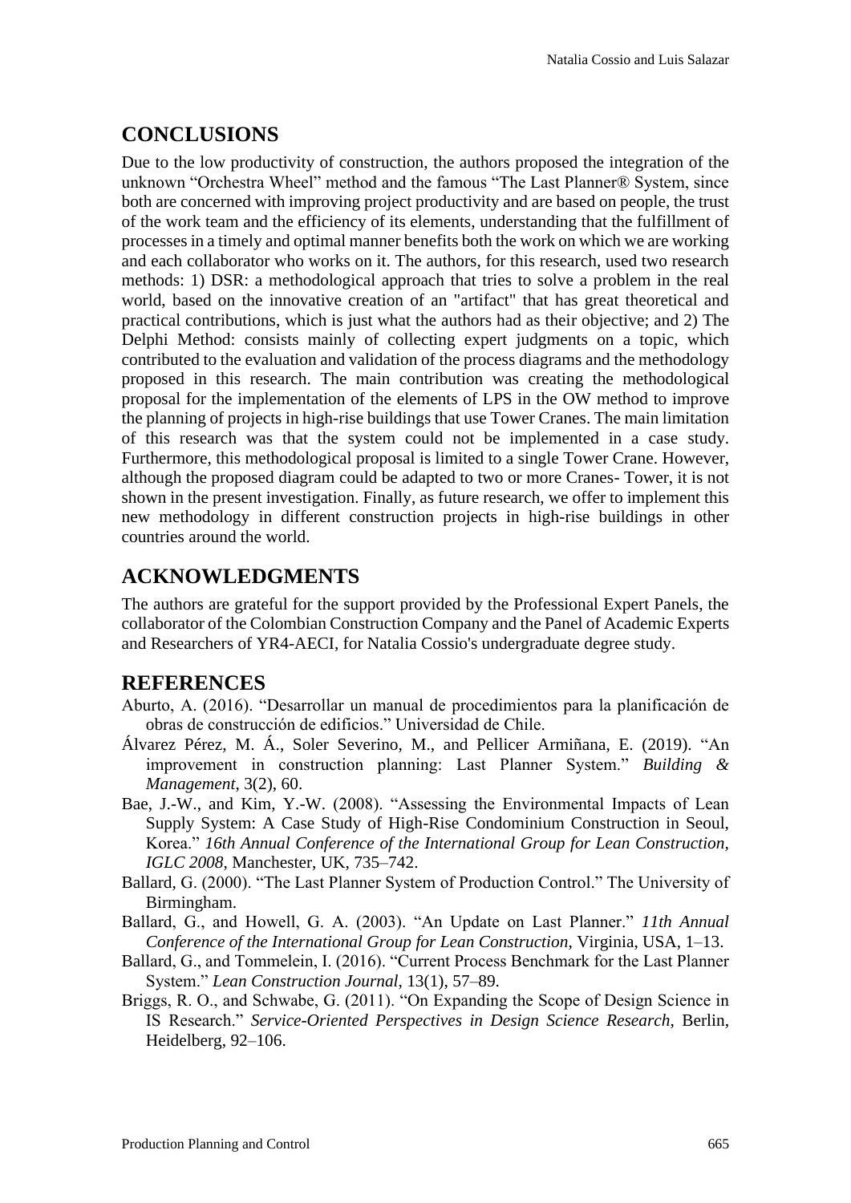## CONCLUSIONS

Due to the low productivity of construction, the authors proposed the integration of the unknown "Orchestra Wheel" method and the famous "The Last Planner® System, since both are concerned with improving project productivity and are based on people, the trust of the work team and the efficiency of its elements, understanding that the fulfillment of processes in a timely and optimal manner benefits both the work on which we are working and each collaborator who works on it. The authors, for this research, used two research methods: 1) DSR: a methodological approach that tries to solve a problem in the real world, based on the innovative creation of an "artifact" that has great theoretical and practical contributions, which is just what the authors had as their objective; and 2) The Delphi Method: consists mainly of collecting expert judgments on a topic, which contributed to the evaluation and validation of the process diagrams and the methodology proposed in this research. The main contribution was creating the methodological proposal for the implementation of the elements of LPS in the OW method to improve the planning of projects in high-rise buildings that use Tower Cranes. The main limitation of this research was that the system could not be implemented in a case study. Furthermore, this methodological proposal is limited to a single Tower Crane. However, although the proposed diagram could be adapted to two or more Cranes- Tower, it is not shown in the present investigation. Finally, as future research, we offer to implement this new methodology in different construction projects in high-rise buildings in other countries around the world.

## ACKNOWLEDGMENTS

The authors are grateful for the support provided by the Professional Expert Panels, the collaborator of the Colombian Construction Company and the Panel of Academic Experts and Researchers of YR4-AECI, for Natalia Cossio's undergraduate degree study.

## REFERENCES

Aburto, A. (2016). "Desarrollar un manual de procedimientos para la planificación de obras de construcción de edificios." Universidad de Chile.

Álvarez Pérez, M. Á., Soler Severino, M., and Pellicer Armiñana, E. (2019). "An improvement in construction planning: Last Planner System." *Building & Management*, 3(2), 60.

Bae, J.-W., and Kim, Y.-W. (2008). "Assessing the Environmental Impacts of Lean Supply System: A Case Study of High-Rise Condominium Construction in Seoul, Korea." *16th Annual Conference of the International Group for Lean Construction, IGLC 2008*, Manchester, UK, 735–742.

Ballard, G. (2000). "The Last Planner System of Production Control." The University of Birmingham.

Ballard, G., and Howell, G. A. (2003). "An Update on Last Planner." *11th Annual Conference of the International Group for Lean Construction*, Virginia, USA, 1–13.

Ballard, G., and Tommelein, I. (2016). "Current Process Benchmark for the Last Planner System." *Lean Construction Journal*, 13(1), 57–89.

Briggs, R. O., and Schwabe, G. (2011). "On Expanding the Scope of Design Science in IS Research." *Service-Oriented Perspectives in Design Science Research*, Berlin, Heidelberg, 92–106.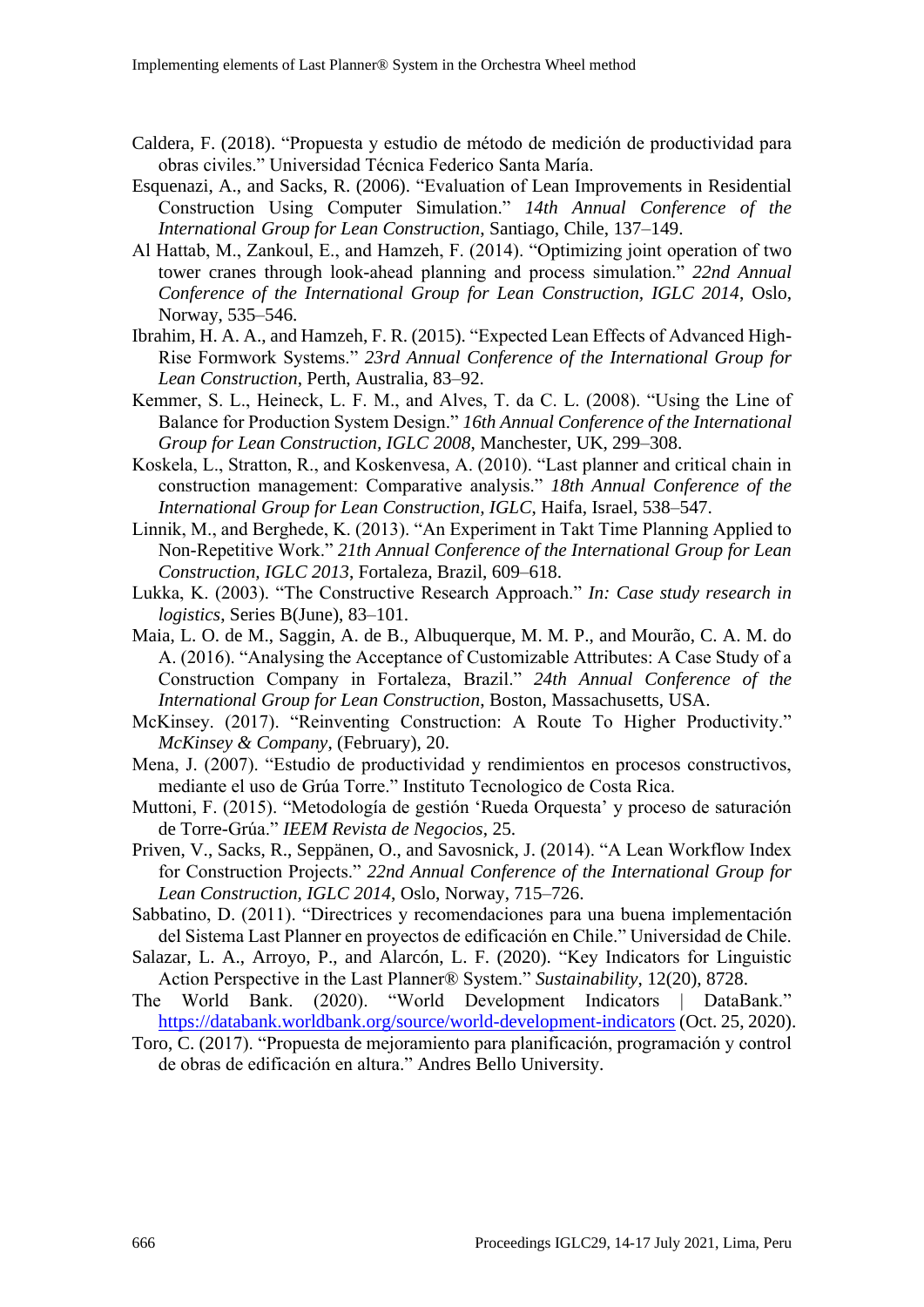Caldera, F. (2018). "Propuesta y estudio de método de medición de productividad para obras civiles." Universidad Técnica Federico Santa María.

Esquenazi, A., and Sacks, R. (2006). "Evaluation of Lean Improvements in Residential Construction Using Computer Simulation." *14th Annual Conference of the International Group for Lean Construction*, Santiago, Chile, 137–149.

Al Hattab, M., Zankoul, E., and Hamzeh, F. (2014). "Optimizing joint operation of two tower cranes through look-ahead planning and process simulation." *22nd Annual Conference of the International Group for Lean Construction, IGLC 2014*, Oslo, Norway, 535–546.

Ibrahim, H. A. A., and Hamzeh, F. R. (2015). "Expected Lean Effects of Advanced High-Rise Formwork Systems." *23rd Annual Conference of the International Group for Lean Construction*, Perth, Australia, 83–92.

Kemmer, S. L., Heineck, L. F. M., and Alves, T. da C. L. (2008). "Using the Line of Balance for Production System Design." *16th Annual Conference of the International Group for Lean Construction, IGLC 2008*, Manchester, UK, 299–308.

Koskela, L., Stratton, R., and Koskenvesa, A. (2010). "Last planner and critical chain in construction management: Comparative analysis." *18th Annual Conference of the International Group for Lean Construction, IGLC*, Haifa, Israel, 538–547.

Linnik, M., and Berghede, K. (2013). "An Experiment in Takt Time Planning Applied to Non-Repetitive Work." *21th Annual Conference of the International Group for Lean Construction, IGLC 2013*, Fortaleza, Brazil, 609–618.

Lukka, K. (2003). "The Constructive Research Approach." *In: Case study research in logistics*, Series B(June), 83–101.

Maia, L. O. de M., Saggin, A. de B., Albuquerque, M. M. P., and Mourão, C. A. M. do A. (2016). "Analysing the Acceptance of Customizable Attributes: A Case Study of a Construction Company in Fortaleza, Brazil." *24th Annual Conference of the International Group for Lean Construction*, Boston, Massachusetts, USA.

McKinsey. (2017). "Reinventing Construction: A Route To Higher Productivity." *McKinsey & Company*, (February), 20.

Mena, J. (2007). "Estudio de productividad y rendimientos en procesos constructivos, mediante el uso de Grúa Torre." Instituto Tecnologico de Costa Rica.

Muttoni, F. (2015). "Metodología de gestión 'Rueda Orquesta' y proceso de saturación de Torre-Grúa." *IEEM Revista de Negocios*, 25.

Priven, V., Sacks, R., Seppänen, O., and Savosnick, J. (2014). "A Lean Workflow Index for Construction Projects." *22nd Annual Conference of the International Group for Lean Construction, IGLC 2014*, Oslo, Norway, 715–726.

Sabbatino, D. (2011). "Directrices y recomendaciones para una buena implementación del Sistema Last Planner en proyectos de edificación en Chile." Universidad de Chile.

Salazar, L. A., Arroyo, P., and Alarcón, L. F. (2020). "Key Indicators for Linguistic Action Perspective in the Last Planner® System." *Sustainability*, 12(20), 8728.

The World Bank. (2020). "World Development Indicators | DataBank." https://databank.worldbank.org/source/world-development-indicators (Oct. 25, 2020).

Toro, C. (2017). "Propuesta de mejoramiento para planificación, programación y control de obras de edificación en altura." Andres Bello University.